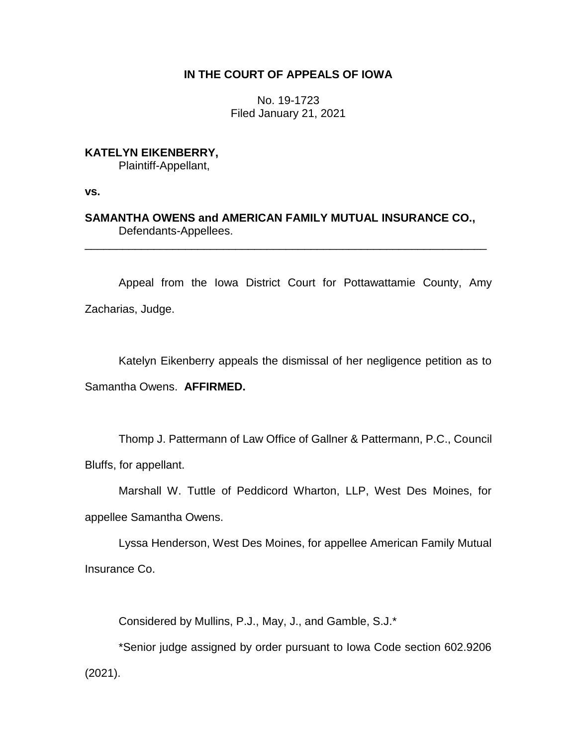# IN THE COURT OF APPEALS OF IOWA

No. 19-1723
Filed January 21, 2021

**KATELYN EIKENBERRY,**
Plaintiff-Appellant,

**vs.**

**SAMANTHA OWENS and AMERICAN FAMILY MUTUAL INSURANCE CO.,**
Defendants-Appellees.

---

Appeal from the Iowa District Court for Pottawattamie County, Amy Zacharias, Judge.

Katelyn Eikenberry appeals the dismissal of her negligence petition as to Samantha Owens. **AFFIRMED.**

Thomp J. Pattermann of Law Office of Gallner & Pattermann, P.C., Council Bluffs, for appellant.

Marshall W. Tuttle of Peddicord Wharton, LLP, West Des Moines, for appellee Samantha Owens.

Lyssa Henderson, West Des Moines, for appellee American Family Mutual Insurance Co.

Considered by Mullins, P.J., May, J., and Gamble, S.J.*

*Senior judge assigned by order pursuant to Iowa Code section 602.9206 (2021).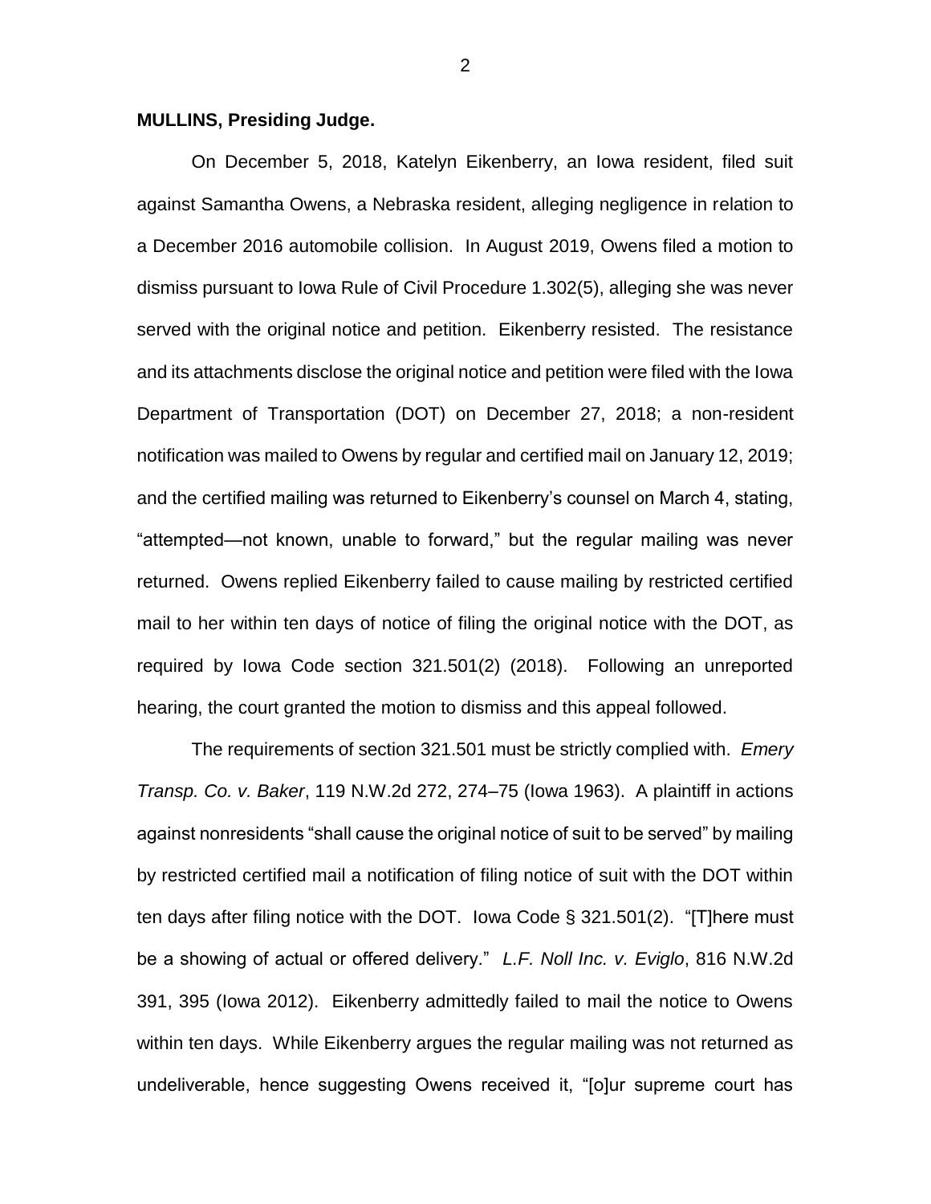**MULLINS, Presiding Judge.**

On December 5, 2018, Katelyn Eikenberry, an Iowa resident, filed suit against Samantha Owens, a Nebraska resident, alleging negligence in relation to a December 2016 automobile collision. In August 2019, Owens filed a motion to dismiss pursuant to Iowa Rule of Civil Procedure 1.302(5), alleging she was never served with the original notice and petition. Eikenberry resisted. The resistance and its attachments disclose the original notice and petition were filed with the Iowa Department of Transportation (DOT) on December 27, 2018; a non-resident notification was mailed to Owens by regular and certified mail on January 12, 2019; and the certified mailing was returned to Eikenberry's counsel on March 4, stating, "attempted—not known, unable to forward," but the regular mailing was never returned. Owens replied Eikenberry failed to cause mailing by restricted certified mail to her within ten days of notice of filing the original notice with the DOT, as required by Iowa Code section 321.501(2) (2018). Following an unreported hearing, the court granted the motion to dismiss and this appeal followed.

The requirements of section 321.501 must be strictly complied with. *Emery Transp. Co. v. Baker*, 119 N.W.2d 272, 274–75 (Iowa 1963). A plaintiff in actions against nonresidents "shall cause the original notice of suit to be served" by mailing by restricted certified mail a notification of filing notice of suit with the DOT within ten days after filing notice with the DOT. Iowa Code § 321.501(2). "[T]here must be a showing of actual or offered delivery." *L.F. Noll Inc. v. Eviglo*, 816 N.W.2d 391, 395 (Iowa 2012). Eikenberry admittedly failed to mail the notice to Owens within ten days. While Eikenberry argues the regular mailing was not returned as undeliverable, hence suggesting Owens received it, "[o]ur supreme court has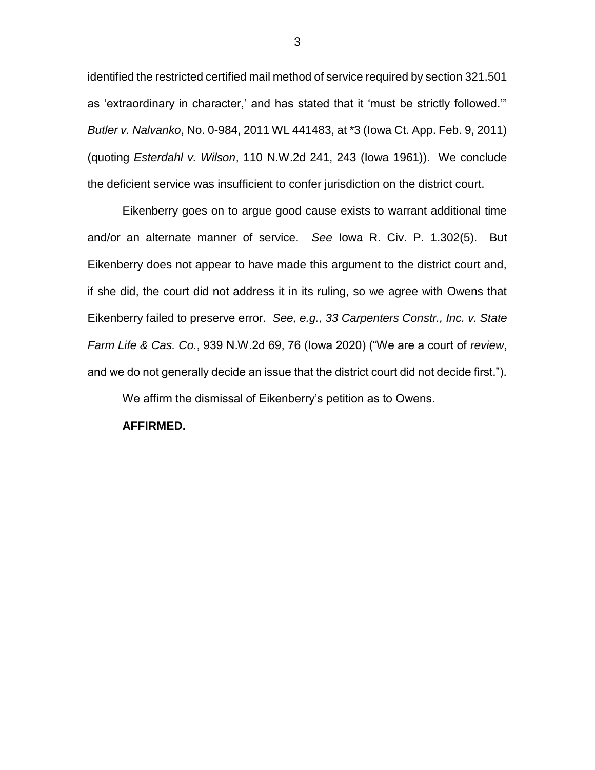identified the restricted certified mail method of service required by section 321.501 as 'extraordinary in character,' and has stated that it 'must be strictly followed.'" *Butler v. Nalvanko*, No. 0-984, 2011 WL 441483, at *3 (Iowa Ct. App. Feb. 9, 2011) (quoting *Esterdahl v. Wilson*, 110 N.W.2d 241, 243 (Iowa 1961)). We conclude the deficient service was insufficient to confer jurisdiction on the district court.

Eikenberry goes on to argue good cause exists to warrant additional time and/or an alternate manner of service. *See* Iowa R. Civ. P. 1.302(5). But Eikenberry does not appear to have made this argument to the district court and, if she did, the court did not address it in its ruling, so we agree with Owens that Eikenberry failed to preserve error. *See, e.g.*, *33 Carpenters Constr., Inc. v. State Farm Life & Cas. Co.*, 939 N.W.2d 69, 76 (Iowa 2020) ("We are a court of *review*, and we do not generally decide an issue that the district court did not decide first.").

We affirm the dismissal of Eikenberry's petition as to Owens.

**AFFIRMED.**